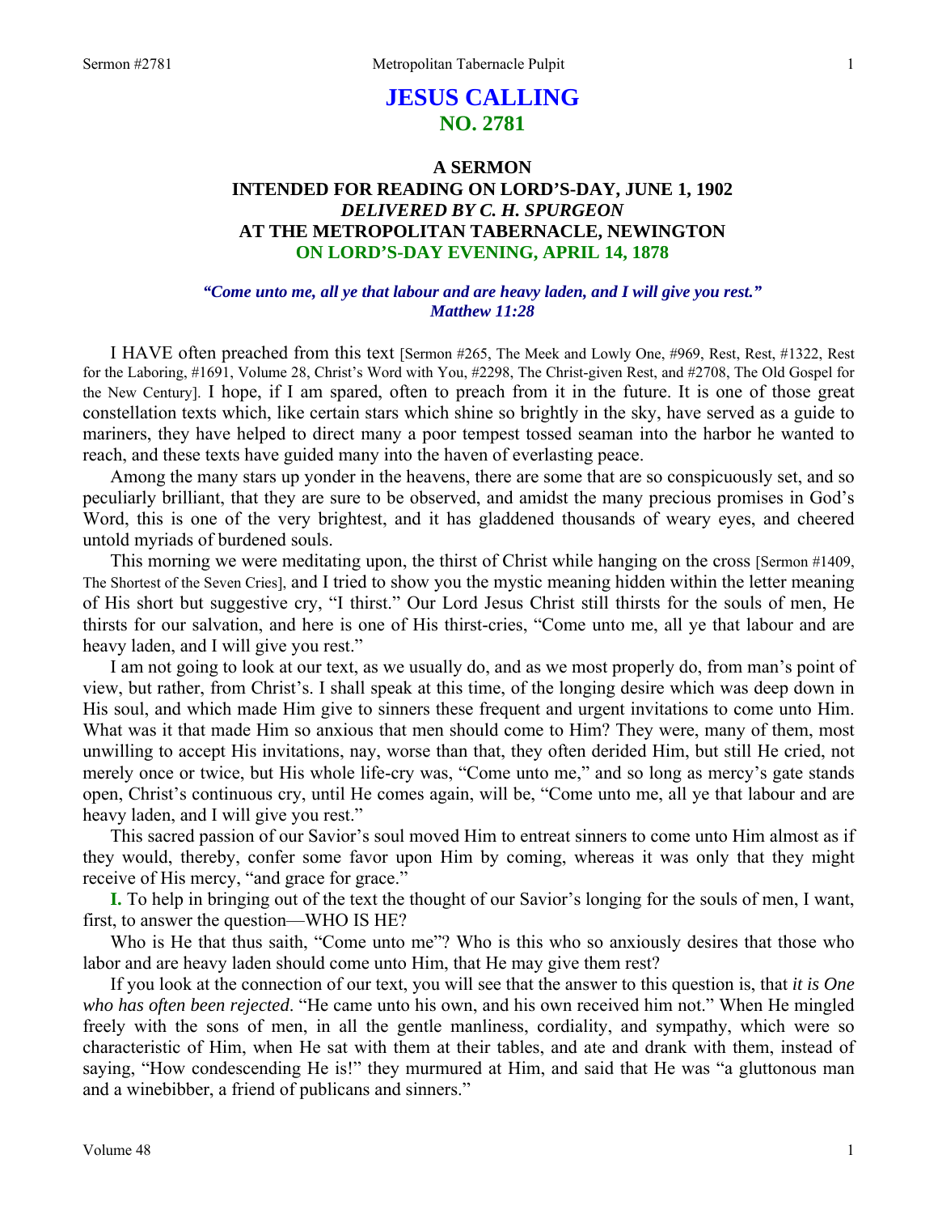# JESUS CALLING
## NO. 2781

### A SERMON
### INTENDED FOR READING ON LORD'S-DAY, JUNE 1, 1902
### *DELIVERED BY C. H. SPURGEON*
### AT THE METROPOLITAN TABERNACLE, NEWINGTON
### ON LORD'S-DAY EVENING, APRIL 14, 1878

***"Come unto me, all ye that labour and are heavy laden, and I will give you rest." Matthew 11:28***

I HAVE often preached from this text [Sermon #265, The Meek and Lowly One, #969, Rest, Rest, #1322, Rest for the Laboring, #1691, Volume 28, Christ's Word with You, #2298, The Christ-given Rest, and #2708, The Old Gospel for the New Century]. I hope, if I am spared, often to preach from it in the future. It is one of those great constellation texts which, like certain stars which shine so brightly in the sky, have served as a guide to mariners, they have helped to direct many a poor tempest tossed seaman into the harbor he wanted to reach, and these texts have guided many into the haven of everlasting peace.

Among the many stars up yonder in the heavens, there are some that are so conspicuously set, and so peculiarly brilliant, that they are sure to be observed, and amidst the many precious promises in God's Word, this is one of the very brightest, and it has gladdened thousands of weary eyes, and cheered untold myriads of burdened souls.

This morning we were meditating upon, the thirst of Christ while hanging on the cross [Sermon #1409, The Shortest of the Seven Cries], and I tried to show you the mystic meaning hidden within the letter meaning of His short but suggestive cry, "I thirst." Our Lord Jesus Christ still thirsts for the souls of men, He thirsts for our salvation, and here is one of His thirst-cries, "Come unto me, all ye that labour and are heavy laden, and I will give you rest."

I am not going to look at our text, as we usually do, and as we most properly do, from man's point of view, but rather, from Christ's. I shall speak at this time, of the longing desire which was deep down in His soul, and which made Him give to sinners these frequent and urgent invitations to come unto Him. What was it that made Him so anxious that men should come to Him? They were, many of them, most unwilling to accept His invitations, nay, worse than that, they often derided Him, but still He cried, not merely once or twice, but His whole life-cry was, "Come unto me," and so long as mercy's gate stands open, Christ's continuous cry, until He comes again, will be, "Come unto me, all ye that labour and are heavy laden, and I will give you rest."

This sacred passion of our Savior's soul moved Him to entreat sinners to come unto Him almost as if they would, thereby, confer some favor upon Him by coming, whereas it was only that they might receive of His mercy, "and grace for grace."

**I.** To help in bringing out of the text the thought of our Savior's longing for the souls of men, I want, first, to answer the question—WHO IS HE?

Who is He that thus saith, "Come unto me"? Who is this who so anxiously desires that those who labor and are heavy laden should come unto Him, that He may give them rest?

If you look at the connection of our text, you will see that the answer to this question is, that *it is One who has often been rejected*. "He came unto his own, and his own received him not." When He mingled freely with the sons of men, in all the gentle manliness, cordiality, and sympathy, which were so characteristic of Him, when He sat with them at their tables, and ate and drank with them, instead of saying, "How condescending He is!" they murmured at Him, and said that He was "a gluttonous man and a winebibber, a friend of publicans and sinners."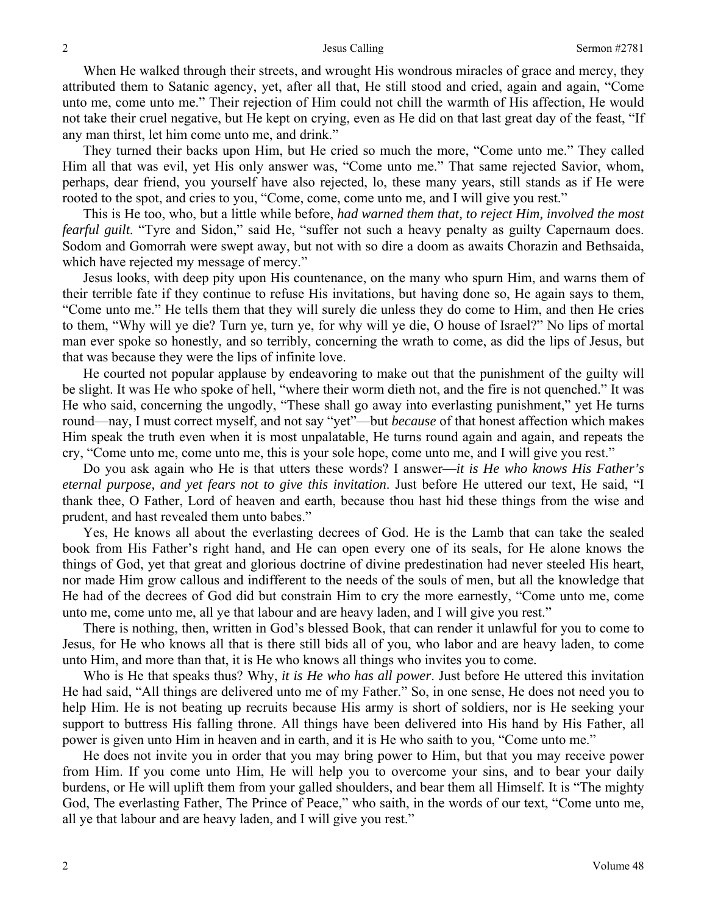When He walked through their streets, and wrought His wondrous miracles of grace and mercy, they attributed them to Satanic agency, yet, after all that, He still stood and cried, again and again, "Come unto me, come unto me." Their rejection of Him could not chill the warmth of His affection, He would not take their cruel negative, but He kept on crying, even as He did on that last great day of the feast, "If any man thirst, let him come unto me, and drink."

They turned their backs upon Him, but He cried so much the more, "Come unto me." They called Him all that was evil, yet His only answer was, "Come unto me." That same rejected Savior, whom, perhaps, dear friend, you yourself have also rejected, lo, these many years, still stands as if He were rooted to the spot, and cries to you, "Come, come, come unto me, and I will give you rest."

This is He too, who, but a little while before, *had warned them that, to reject Him, involved the most fearful guilt*. "Tyre and Sidon," said He, "suffer not such a heavy penalty as guilty Capernaum does. Sodom and Gomorrah were swept away, but not with so dire a doom as awaits Chorazin and Bethsaida, which have rejected my message of mercy."

Jesus looks, with deep pity upon His countenance, on the many who spurn Him, and warns them of their terrible fate if they continue to refuse His invitations, but having done so, He again says to them, "Come unto me." He tells them that they will surely die unless they do come to Him, and then He cries to them, "Why will ye die? Turn ye, turn ye, for why will ye die, O house of Israel?" No lips of mortal man ever spoke so honestly, and so terribly, concerning the wrath to come, as did the lips of Jesus, but that was because they were the lips of infinite love.

He courted not popular applause by endeavoring to make out that the punishment of the guilty will be slight. It was He who spoke of hell, "where their worm dieth not, and the fire is not quenched." It was He who said, concerning the ungodly, "These shall go away into everlasting punishment," yet He turns round—nay, I must correct myself, and not say "yet"—but *because* of that honest affection which makes Him speak the truth even when it is most unpalatable, He turns round again and again, and repeats the cry, "Come unto me, come unto me, this is your sole hope, come unto me, and I will give you rest."

Do you ask again who He is that utters these words? I answer—*it is He who knows His Father's eternal purpose, and yet fears not to give this invitation*. Just before He uttered our text, He said, "I thank thee, O Father, Lord of heaven and earth, because thou hast hid these things from the wise and prudent, and hast revealed them unto babes."

Yes, He knows all about the everlasting decrees of God. He is the Lamb that can take the sealed book from His Father's right hand, and He can open every one of its seals, for He alone knows the things of God, yet that great and glorious doctrine of divine predestination had never steeled His heart, nor made Him grow callous and indifferent to the needs of the souls of men, but all the knowledge that He had of the decrees of God did but constrain Him to cry the more earnestly, "Come unto me, come unto me, come unto me, all ye that labour and are heavy laden, and I will give you rest."

There is nothing, then, written in God's blessed Book, that can render it unlawful for you to come to Jesus, for He who knows all that is there still bids all of you, who labor and are heavy laden, to come unto Him, and more than that, it is He who knows all things who invites you to come.

Who is He that speaks thus? Why, *it is He who has all power*. Just before He uttered this invitation He had said, "All things are delivered unto me of my Father." So, in one sense, He does not need you to help Him. He is not beating up recruits because His army is short of soldiers, nor is He seeking your support to buttress His falling throne. All things have been delivered into His hand by His Father, all power is given unto Him in heaven and in earth, and it is He who saith to you, "Come unto me."

He does not invite you in order that you may bring power to Him, but that you may receive power from Him. If you come unto Him, He will help you to overcome your sins, and to bear your daily burdens, or He will uplift them from your galled shoulders, and bear them all Himself. It is "The mighty God, The everlasting Father, The Prince of Peace," who saith, in the words of our text, "Come unto me, all ye that labour and are heavy laden, and I will give you rest."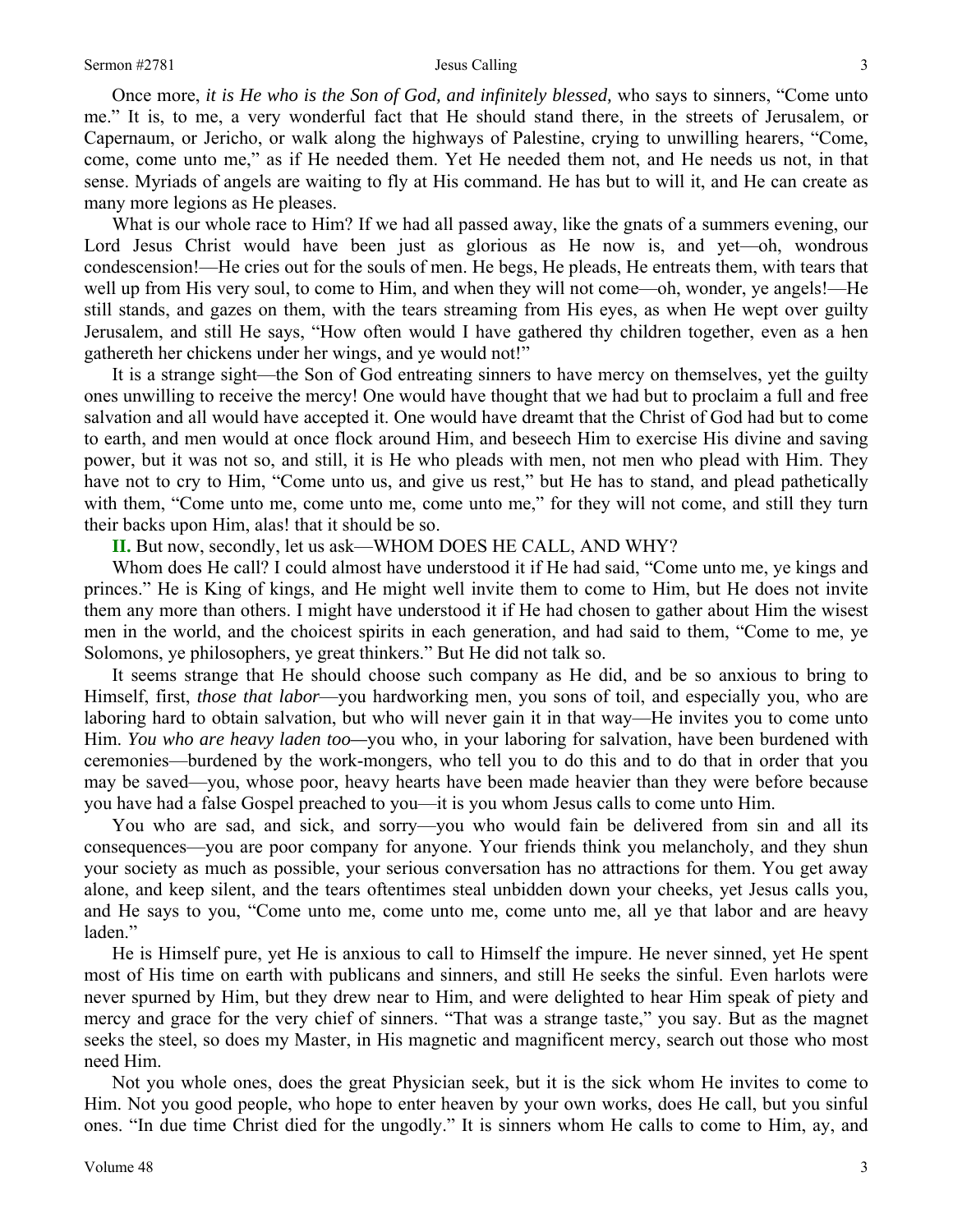Once more, *it is He who is the Son of God, and infinitely blessed,* who says to sinners, "Come unto me." It is, to me, a very wonderful fact that He should stand there, in the streets of Jerusalem, or Capernaum, or Jericho, or walk along the highways of Palestine, crying to unwilling hearers, "Come, come, come unto me," as if He needed them. Yet He needed them not, and He needs us not, in that sense. Myriads of angels are waiting to fly at His command. He has but to will it, and He can create as many more legions as He pleases.

What is our whole race to Him? If we had all passed away, like the gnats of a summers evening, our Lord Jesus Christ would have been just as glorious as He now is, and yet—oh, wondrous condescension!—He cries out for the souls of men. He begs, He pleads, He entreats them, with tears that well up from His very soul, to come to Him, and when they will not come—oh, wonder, ye angels!—He still stands, and gazes on them, with the tears streaming from His eyes, as when He wept over guilty Jerusalem, and still He says, "How often would I have gathered thy children together, even as a hen gathereth her chickens under her wings, and ye would not!"

It is a strange sight—the Son of God entreating sinners to have mercy on themselves, yet the guilty ones unwilling to receive the mercy! One would have thought that we had but to proclaim a full and free salvation and all would have accepted it. One would have dreamt that the Christ of God had but to come to earth, and men would at once flock around Him, and beseech Him to exercise His divine and saving power, but it was not so, and still, it is He who pleads with men, not men who plead with Him. They have not to cry to Him, "Come unto us, and give us rest," but He has to stand, and plead pathetically with them, "Come unto me, come unto me, come unto me," for they will not come, and still they turn their backs upon Him, alas! that it should be so.

**II.** But now, secondly, let us ask—WHOM DOES HE CALL, AND WHY?

Whom does He call? I could almost have understood it if He had said, "Come unto me, ye kings and princes." He is King of kings, and He might well invite them to come to Him, but He does not invite them any more than others. I might have understood it if He had chosen to gather about Him the wisest men in the world, and the choicest spirits in each generation, and had said to them, "Come to me, ye Solomons, ye philosophers, ye great thinkers." But He did not talk so.

It seems strange that He should choose such company as He did, and be so anxious to bring to Himself, first, *those that labor*—you hardworking men, you sons of toil, and especially you, who are laboring hard to obtain salvation, but who will never gain it in that way—He invites you to come unto Him. *You who are heavy laden too—*you who, in your laboring for salvation, have been burdened with ceremonies—burdened by the work-mongers, who tell you to do this and to do that in order that you may be saved—you, whose poor, heavy hearts have been made heavier than they were before because you have had a false Gospel preached to you—it is you whom Jesus calls to come unto Him.

You who are sad, and sick, and sorry—you who would fain be delivered from sin and all its consequences—you are poor company for anyone. Your friends think you melancholy, and they shun your society as much as possible, your serious conversation has no attractions for them. You get away alone, and keep silent, and the tears oftentimes steal unbidden down your cheeks, yet Jesus calls you, and He says to you, "Come unto me, come unto me, come unto me, all ye that labor and are heavy laden."

He is Himself pure, yet He is anxious to call to Himself the impure. He never sinned, yet He spent most of His time on earth with publicans and sinners, and still He seeks the sinful. Even harlots were never spurned by Him, but they drew near to Him, and were delighted to hear Him speak of piety and mercy and grace for the very chief of sinners. "That was a strange taste," you say. But as the magnet seeks the steel, so does my Master, in His magnetic and magnificent mercy, search out those who most need Him.

Not you whole ones, does the great Physician seek, but it is the sick whom He invites to come to Him. Not you good people, who hope to enter heaven by your own works, does He call, but you sinful ones. "In due time Christ died for the ungodly." It is sinners whom He calls to come to Him, ay, and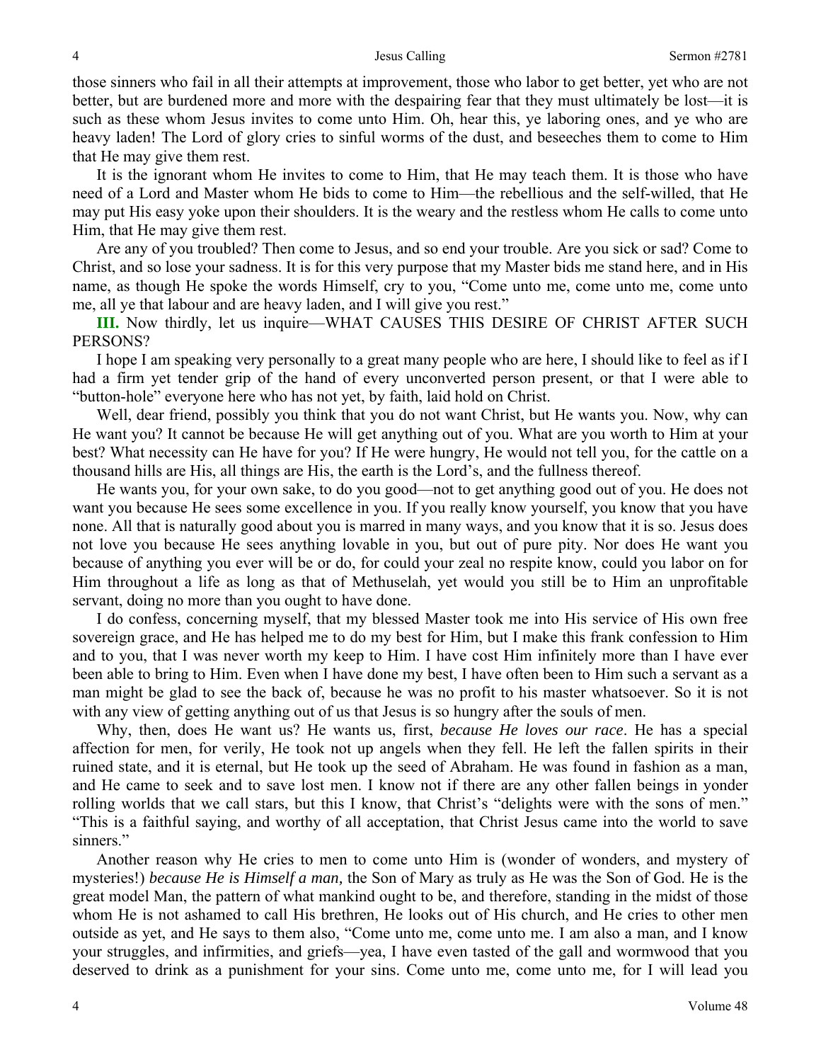those sinners who fail in all their attempts at improvement, those who labor to get better, yet who are not better, but are burdened more and more with the despairing fear that they must ultimately be lost—it is such as these whom Jesus invites to come unto Him. Oh, hear this, ye laboring ones, and ye who are heavy laden! The Lord of glory cries to sinful worms of the dust, and beseeches them to come to Him that He may give them rest.

It is the ignorant whom He invites to come to Him, that He may teach them. It is those who have need of a Lord and Master whom He bids to come to Him—the rebellious and the self-willed, that He may put His easy yoke upon their shoulders. It is the weary and the restless whom He calls to come unto Him, that He may give them rest.

Are any of you troubled? Then come to Jesus, and so end your trouble. Are you sick or sad? Come to Christ, and so lose your sadness. It is for this very purpose that my Master bids me stand here, and in His name, as though He spoke the words Himself, cry to you, "Come unto me, come unto me, come unto me, all ye that labour and are heavy laden, and I will give you rest."

**III.** Now thirdly, let us inquire—WHAT CAUSES THIS DESIRE OF CHRIST AFTER SUCH PERSONS?

I hope I am speaking very personally to a great many people who are here, I should like to feel as if I had a firm yet tender grip of the hand of every unconverted person present, or that I were able to "button-hole" everyone here who has not yet, by faith, laid hold on Christ.

Well, dear friend, possibly you think that you do not want Christ, but He wants you. Now, why can He want you? It cannot be because He will get anything out of you. What are you worth to Him at your best? What necessity can He have for you? If He were hungry, He would not tell you, for the cattle on a thousand hills are His, all things are His, the earth is the Lord's, and the fullness thereof.

He wants you, for your own sake, to do you good—not to get anything good out of you. He does not want you because He sees some excellence in you. If you really know yourself, you know that you have none. All that is naturally good about you is marred in many ways, and you know that it is so. Jesus does not love you because He sees anything lovable in you, but out of pure pity. Nor does He want you because of anything you ever will be or do, for could your zeal no respite know, could you labor on for Him throughout a life as long as that of Methuselah, yet would you still be to Him an unprofitable servant, doing no more than you ought to have done.

I do confess, concerning myself, that my blessed Master took me into His service of His own free sovereign grace, and He has helped me to do my best for Him, but I make this frank confession to Him and to you, that I was never worth my keep to Him. I have cost Him infinitely more than I have ever been able to bring to Him. Even when I have done my best, I have often been to Him such a servant as a man might be glad to see the back of, because he was no profit to his master whatsoever. So it is not with any view of getting anything out of us that Jesus is so hungry after the souls of men.

Why, then, does He want us? He wants us, first, *because He loves our race*. He has a special affection for men, for verily, He took not up angels when they fell. He left the fallen spirits in their ruined state, and it is eternal, but He took up the seed of Abraham. He was found in fashion as a man, and He came to seek and to save lost men. I know not if there are any other fallen beings in yonder rolling worlds that we call stars, but this I know, that Christ's "delights were with the sons of men." "This is a faithful saying, and worthy of all acceptation, that Christ Jesus came into the world to save sinners."

Another reason why He cries to men to come unto Him is (wonder of wonders, and mystery of mysteries!) *because He is Himself a man,* the Son of Mary as truly as He was the Son of God. He is the great model Man, the pattern of what mankind ought to be, and therefore, standing in the midst of those whom He is not ashamed to call His brethren, He looks out of His church, and He cries to other men outside as yet, and He says to them also, "Come unto me, come unto me. I am also a man, and I know your struggles, and infirmities, and griefs—yea, I have even tasted of the gall and wormwood that you deserved to drink as a punishment for your sins. Come unto me, come unto me, for I will lead you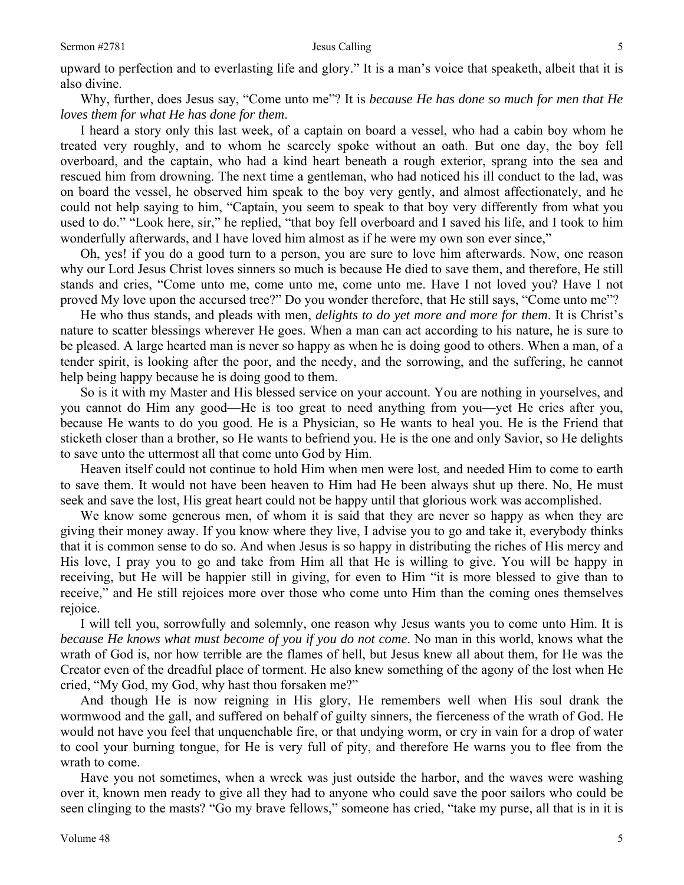upward to perfection and to everlasting life and glory." It is a man's voice that speaketh, albeit that it is also divine.

Why, further, does Jesus say, "Come unto me"? It is *because He has done so much for men that He loves them for what He has done for them*.

I heard a story only this last week, of a captain on board a vessel, who had a cabin boy whom he treated very roughly, and to whom he scarcely spoke without an oath. But one day, the boy fell overboard, and the captain, who had a kind heart beneath a rough exterior, sprang into the sea and rescued him from drowning. The next time a gentleman, who had noticed his ill conduct to the lad, was on board the vessel, he observed him speak to the boy very gently, and almost affectionately, and he could not help saying to him, "Captain, you seem to speak to that boy very differently from what you used to do." "Look here, sir," he replied, "that boy fell overboard and I saved his life, and I took to him wonderfully afterwards, and I have loved him almost as if he were my own son ever since,"

Oh, yes! if you do a good turn to a person, you are sure to love him afterwards. Now, one reason why our Lord Jesus Christ loves sinners so much is because He died to save them, and therefore, He still stands and cries, "Come unto me, come unto me, come unto me. Have I not loved you? Have I not proved My love upon the accursed tree?" Do you wonder therefore, that He still says, "Come unto me"?

He who thus stands, and pleads with men, *delights to do yet more and more for them*. It is Christ's nature to scatter blessings wherever He goes. When a man can act according to his nature, he is sure to be pleased. A large hearted man is never so happy as when he is doing good to others. When a man, of a tender spirit, is looking after the poor, and the needy, and the sorrowing, and the suffering, he cannot help being happy because he is doing good to them.

So is it with my Master and His blessed service on your account. You are nothing in yourselves, and you cannot do Him any good—He is too great to need anything from you—yet He cries after you, because He wants to do you good. He is a Physician, so He wants to heal you. He is the Friend that sticketh closer than a brother, so He wants to befriend you. He is the one and only Savior, so He delights to save unto the uttermost all that come unto God by Him.

Heaven itself could not continue to hold Him when men were lost, and needed Him to come to earth to save them. It would not have been heaven to Him had He been always shut up there. No, He must seek and save the lost, His great heart could not be happy until that glorious work was accomplished.

We know some generous men, of whom it is said that they are never so happy as when they are giving their money away. If you know where they live, I advise you to go and take it, everybody thinks that it is common sense to do so. And when Jesus is so happy in distributing the riches of His mercy and His love, I pray you to go and take from Him all that He is willing to give. You will be happy in receiving, but He will be happier still in giving, for even to Him "it is more blessed to give than to receive," and He still rejoices more over those who come unto Him than the coming ones themselves rejoice.

I will tell you, sorrowfully and solemnly, one reason why Jesus wants you to come unto Him. It is *because He knows what must become of you if you do not come*. No man in this world, knows what the wrath of God is, nor how terrible are the flames of hell, but Jesus knew all about them, for He was the Creator even of the dreadful place of torment. He also knew something of the agony of the lost when He cried, "My God, my God, why hast thou forsaken me?"

And though He is now reigning in His glory, He remembers well when His soul drank the wormwood and the gall, and suffered on behalf of guilty sinners, the fierceness of the wrath of God. He would not have you feel that unquenchable fire, or that undying worm, or cry in vain for a drop of water to cool your burning tongue, for He is very full of pity, and therefore He warns you to flee from the wrath to come.

Have you not sometimes, when a wreck was just outside the harbor, and the waves were washing over it, known men ready to give all they had to anyone who could save the poor sailors who could be seen clinging to the masts? "Go my brave fellows," someone has cried, "take my purse, all that is in it is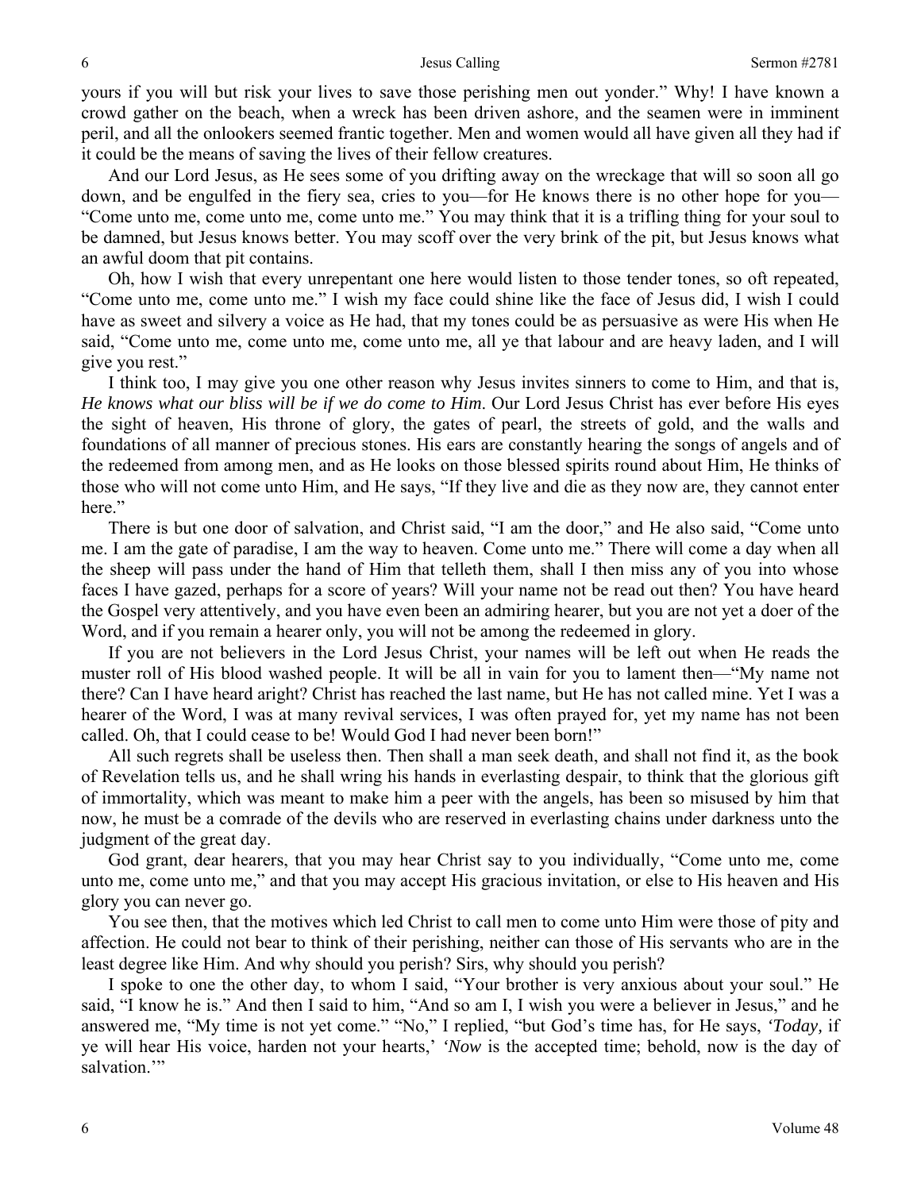yours if you will but risk your lives to save those perishing men out yonder." Why! I have known a crowd gather on the beach, when a wreck has been driven ashore, and the seamen were in imminent peril, and all the onlookers seemed frantic together. Men and women would all have given all they had if it could be the means of saving the lives of their fellow creatures.

And our Lord Jesus, as He sees some of you drifting away on the wreckage that will so soon all go down, and be engulfed in the fiery sea, cries to you—for He knows there is no other hope for you—"Come unto me, come unto me, come unto me." You may think that it is a trifling thing for your soul to be damned, but Jesus knows better. You may scoff over the very brink of the pit, but Jesus knows what an awful doom that pit contains.

Oh, how I wish that every unrepentant one here would listen to those tender tones, so oft repeated, "Come unto me, come unto me." I wish my face could shine like the face of Jesus did, I wish I could have as sweet and silvery a voice as He had, that my tones could be as persuasive as were His when He said, "Come unto me, come unto me, come unto me, all ye that labour and are heavy laden, and I will give you rest."

I think too, I may give you one other reason why Jesus invites sinners to come to Him, and that is, *He knows what our bliss will be if we do come to Him*. Our Lord Jesus Christ has ever before His eyes the sight of heaven, His throne of glory, the gates of pearl, the streets of gold, and the walls and foundations of all manner of precious stones. His ears are constantly hearing the songs of angels and of the redeemed from among men, and as He looks on those blessed spirits round about Him, He thinks of those who will not come unto Him, and He says, "If they live and die as they now are, they cannot enter here."

There is but one door of salvation, and Christ said, "I am the door," and He also said, "Come unto me. I am the gate of paradise, I am the way to heaven. Come unto me." There will come a day when all the sheep will pass under the hand of Him that telleth them, shall I then miss any of you into whose faces I have gazed, perhaps for a score of years? Will your name not be read out then? You have heard the Gospel very attentively, and you have even been an admiring hearer, but you are not yet a doer of the Word, and if you remain a hearer only, you will not be among the redeemed in glory.

If you are not believers in the Lord Jesus Christ, your names will be left out when He reads the muster roll of His blood washed people. It will be all in vain for you to lament then—"My name not there? Can I have heard aright? Christ has reached the last name, but He has not called mine. Yet I was a hearer of the Word, I was at many revival services, I was often prayed for, yet my name has not been called. Oh, that I could cease to be! Would God I had never been born!"

All such regrets shall be useless then. Then shall a man seek death, and shall not find it, as the book of Revelation tells us, and he shall wring his hands in everlasting despair, to think that the glorious gift of immortality, which was meant to make him a peer with the angels, has been so misused by him that now, he must be a comrade of the devils who are reserved in everlasting chains under darkness unto the judgment of the great day.

God grant, dear hearers, that you may hear Christ say to you individually, "Come unto me, come unto me, come unto me," and that you may accept His gracious invitation, or else to His heaven and His glory you can never go.

You see then, that the motives which led Christ to call men to come unto Him were those of pity and affection. He could not bear to think of their perishing, neither can those of His servants who are in the least degree like Him. And why should you perish? Sirs, why should you perish?

I spoke to one the other day, to whom I said, "Your brother is very anxious about your soul." He said, "I know he is." And then I said to him, "And so am I, I wish you were a believer in Jesus," and he answered me, "My time is not yet come." "No," I replied, "but God's time has, for He says, *'Today,* if ye will hear His voice, harden not your hearts,' *'Now* is the accepted time; behold, now is the day of salvation.'"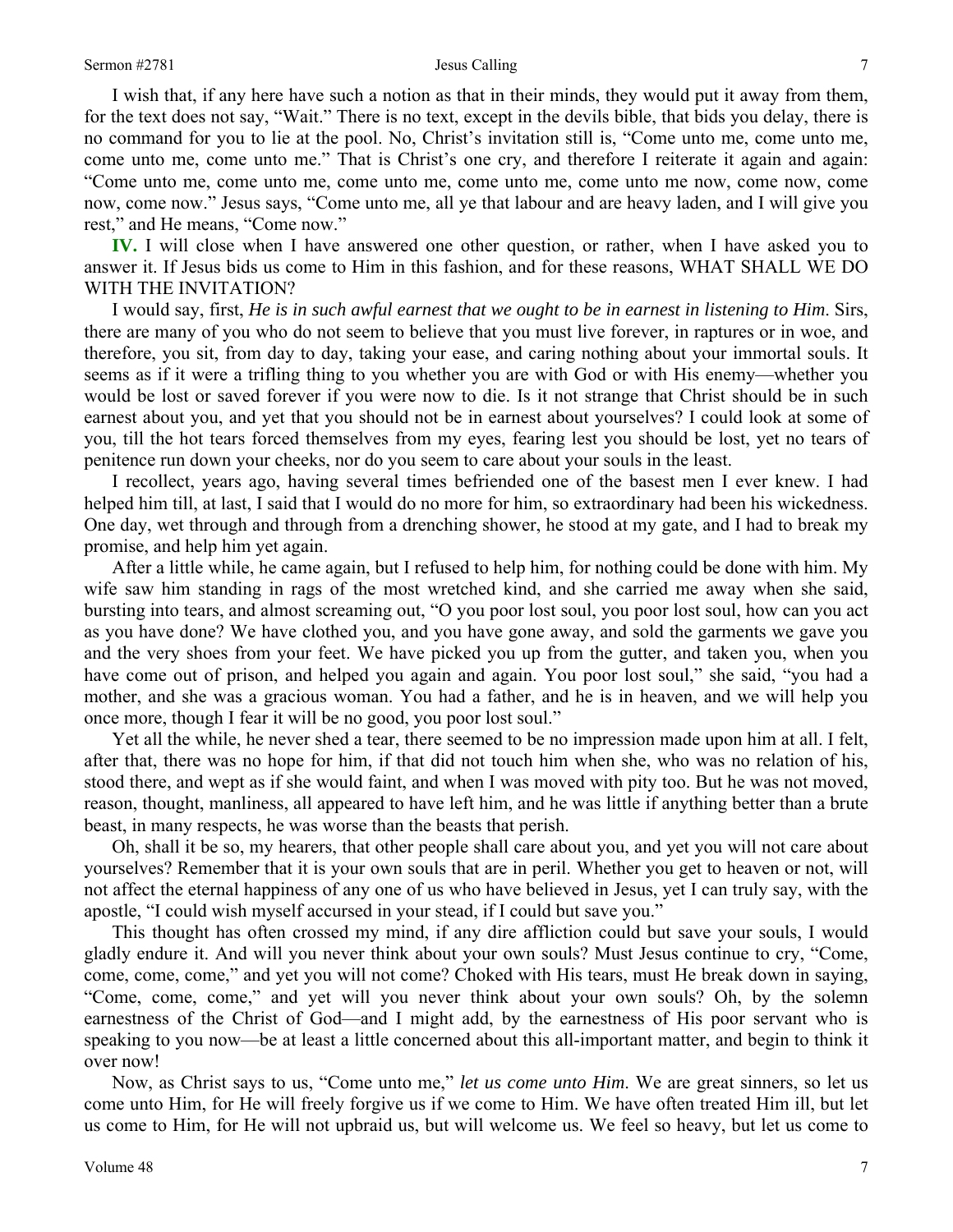I wish that, if any here have such a notion as that in their minds, they would put it away from them, for the text does not say, "Wait." There is no text, except in the devils bible, that bids you delay, there is no command for you to lie at the pool. No, Christ's invitation still is, "Come unto me, come unto me, come unto me, come unto me." That is Christ's one cry, and therefore I reiterate it again and again: "Come unto me, come unto me, come unto me, come unto me, come unto me now, come now, come now, come now." Jesus says, "Come unto me, all ye that labour and are heavy laden, and I will give you rest," and He means, "Come now."

**IV.** I will close when I have answered one other question, or rather, when I have asked you to answer it. If Jesus bids us come to Him in this fashion, and for these reasons, WHAT SHALL WE DO WITH THE INVITATION?

I would say, first, *He is in such awful earnest that we ought to be in earnest in listening to Him*. Sirs, there are many of you who do not seem to believe that you must live forever, in raptures or in woe, and therefore, you sit, from day to day, taking your ease, and caring nothing about your immortal souls. It seems as if it were a trifling thing to you whether you are with God or with His enemy—whether you would be lost or saved forever if you were now to die. Is it not strange that Christ should be in such earnest about you, and yet that you should not be in earnest about yourselves? I could look at some of you, till the hot tears forced themselves from my eyes, fearing lest you should be lost, yet no tears of penitence run down your cheeks, nor do you seem to care about your souls in the least.

I recollect, years ago, having several times befriended one of the basest men I ever knew. I had helped him till, at last, I said that I would do no more for him, so extraordinary had been his wickedness. One day, wet through and through from a drenching shower, he stood at my gate, and I had to break my promise, and help him yet again.

After a little while, he came again, but I refused to help him, for nothing could be done with him. My wife saw him standing in rags of the most wretched kind, and she carried me away when she said, bursting into tears, and almost screaming out, "O you poor lost soul, you poor lost soul, how can you act as you have done? We have clothed you, and you have gone away, and sold the garments we gave you and the very shoes from your feet. We have picked you up from the gutter, and taken you, when you have come out of prison, and helped you again and again. You poor lost soul," she said, "you had a mother, and she was a gracious woman. You had a father, and he is in heaven, and we will help you once more, though I fear it will be no good, you poor lost soul."

Yet all the while, he never shed a tear, there seemed to be no impression made upon him at all. I felt, after that, there was no hope for him, if that did not touch him when she, who was no relation of his, stood there, and wept as if she would faint, and when I was moved with pity too. But he was not moved, reason, thought, manliness, all appeared to have left him, and he was little if anything better than a brute beast, in many respects, he was worse than the beasts that perish.

Oh, shall it be so, my hearers, that other people shall care about you, and yet you will not care about yourselves? Remember that it is your own souls that are in peril. Whether you get to heaven or not, will not affect the eternal happiness of any one of us who have believed in Jesus, yet I can truly say, with the apostle, "I could wish myself accursed in your stead, if I could but save you."

This thought has often crossed my mind, if any dire affliction could but save your souls, I would gladly endure it. And will you never think about your own souls? Must Jesus continue to cry, "Come, come, come, come," and yet you will not come? Choked with His tears, must He break down in saying, "Come, come, come," and yet will you never think about your own souls? Oh, by the solemn earnestness of the Christ of God—and I might add, by the earnestness of His poor servant who is speaking to you now—be at least a little concerned about this all-important matter, and begin to think it over now!

Now, as Christ says to us, "Come unto me," *let us come unto Him*. We are great sinners, so let us come unto Him, for He will freely forgive us if we come to Him. We have often treated Him ill, but let us come to Him, for He will not upbraid us, but will welcome us. We feel so heavy, but let us come to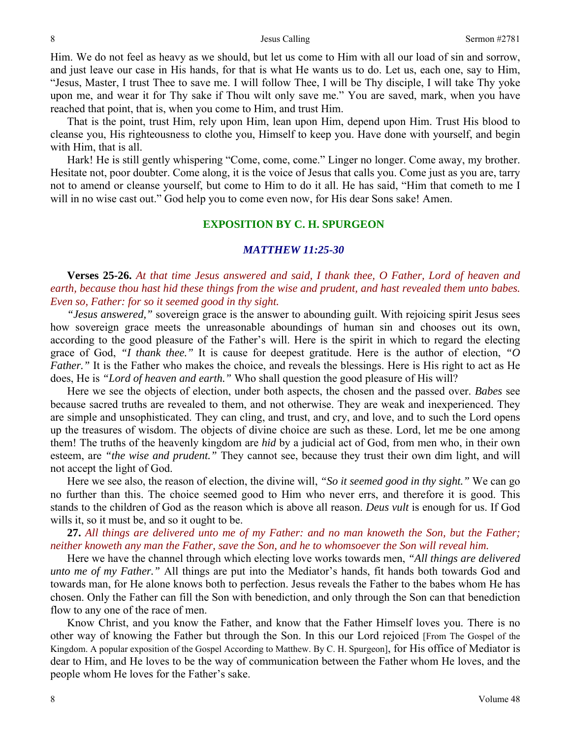Him. We do not feel as heavy as we should, but let us come to Him with all our load of sin and sorrow, and just leave our case in His hands, for that is what He wants us to do. Let us, each one, say to Him, "Jesus, Master, I trust Thee to save me. I will follow Thee, I will be Thy disciple, I will take Thy yoke upon me, and wear it for Thy sake if Thou wilt only save me." You are saved, mark, when you have reached that point, that is, when you come to Him, and trust Him.

That is the point, trust Him, rely upon Him, lean upon Him, depend upon Him. Trust His blood to cleanse you, His righteousness to clothe you, Himself to keep you. Have done with yourself, and begin with Him, that is all.

Hark! He is still gently whispering "Come, come, come." Linger no longer. Come away, my brother. Hesitate not, poor doubter. Come along, it is the voice of Jesus that calls you. Come just as you are, tarry not to amend or cleanse yourself, but come to Him to do it all. He has said, "Him that cometh to me I will in no wise cast out." God help you to come even now, for His dear Sons sake! Amen.

## EXPOSITION BY C. H. SPURGEON

### *MATTHEW 11:25-30*

**Verses 25-26.** *At that time Jesus answered and said, I thank thee, O Father, Lord of heaven and earth, because thou hast hid these things from the wise and prudent, and hast revealed them unto babes. Even so, Father: for so it seemed good in thy sight.*

*"Jesus answered,"* sovereign grace is the answer to abounding guilt. With rejoicing spirit Jesus sees how sovereign grace meets the unreasonable aboundings of human sin and chooses out its own, according to the good pleasure of the Father's will. Here is the spirit in which to regard the electing grace of God, *"I thank thee."* It is cause for deepest gratitude. Here is the author of election, *"O Father."* It is the Father who makes the choice, and reveals the blessings. Here is His right to act as He does, He is *"Lord of heaven and earth."* Who shall question the good pleasure of His will?

Here we see the objects of election, under both aspects, the chosen and the passed over. *Babes* see because sacred truths are revealed to them, and not otherwise. They are weak and inexperienced. They are simple and unsophisticated. They can cling, and trust, and cry, and love, and to such the Lord opens up the treasures of wisdom. The objects of divine choice are such as these. Lord, let me be one among them! The truths of the heavenly kingdom are *hid* by a judicial act of God, from men who, in their own esteem, are *"the wise and prudent."* They cannot see, because they trust their own dim light, and will not accept the light of God.

Here we see also, the reason of election, the divine will, *"So it seemed good in thy sight."* We can go no further than this. The choice seemed good to Him who never errs, and therefore it is good. This stands to the children of God as the reason which is above all reason. *Deus vult* is enough for us. If God wills it, so it must be, and so it ought to be.

**27.** *All things are delivered unto me of my Father: and no man knoweth the Son, but the Father; neither knoweth any man the Father, save the Son, and he to whomsoever the Son will reveal him.*

Here we have the channel through which electing love works towards men, *"All things are delivered unto me of my Father."* All things are put into the Mediator's hands, fit hands both towards God and towards man, for He alone knows both to perfection. Jesus reveals the Father to the babes whom He has chosen. Only the Father can fill the Son with benediction, and only through the Son can that benediction flow to any one of the race of men.

Know Christ, and you know the Father, and know that the Father Himself loves you. There is no other way of knowing the Father but through the Son. In this our Lord rejoiced [From The Gospel of the Kingdom. A popular exposition of the Gospel According to Matthew. By C. H. Spurgeon], for His office of Mediator is dear to Him, and He loves to be the way of communication between the Father whom He loves, and the people whom He loves for the Father's sake.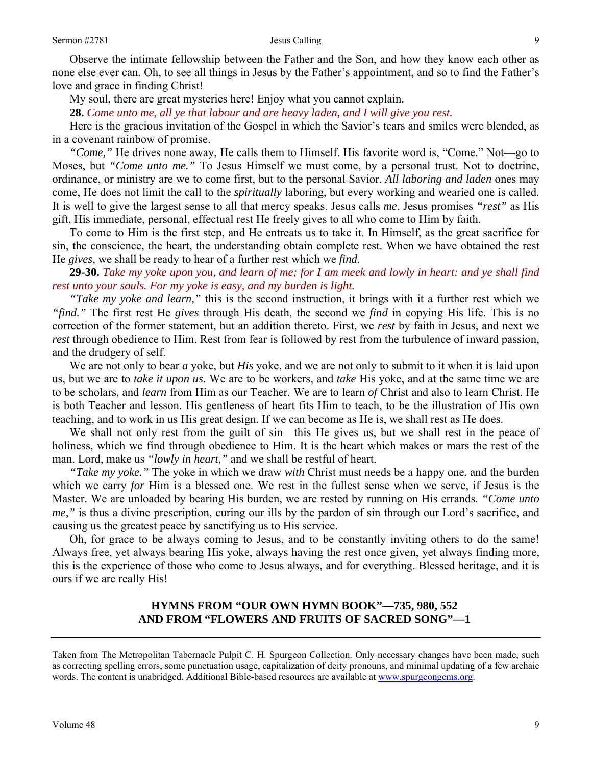Observe the intimate fellowship between the Father and the Son, and how they know each other as none else ever can. Oh, to see all things in Jesus by the Father's appointment, and so to find the Father's love and grace in finding Christ!

My soul, there are great mysteries here! Enjoy what you cannot explain.

**28.** *Come unto me, all ye that labour and are heavy laden, and I will give you rest.*

Here is the gracious invitation of the Gospel in which the Savior's tears and smiles were blended, as in a covenant rainbow of promise.

*"Come,"* He drives none away, He calls them to Himself. His favorite word is, "Come." Not—go to Moses, but *"Come unto me."* To Jesus Himself we must come, by a personal trust. Not to doctrine, ordinance, or ministry are we to come first, but to the personal Savior. *All laboring and laden* ones may come, He does not limit the call to the *spiritually* laboring, but every working and wearied one is called. It is well to give the largest sense to all that mercy speaks. Jesus calls *me*. Jesus promises *"rest"* as His gift, His immediate, personal, effectual rest He freely gives to all who come to Him by faith.

To come to Him is the first step, and He entreats us to take it. In Himself, as the great sacrifice for sin, the conscience, the heart, the understanding obtain complete rest. When we have obtained the rest He *gives,* we shall be ready to hear of a further rest which we *find*.

**29-30.** *Take my yoke upon you, and learn of me; for I am meek and lowly in heart: and ye shall find rest unto your souls. For my yoke is easy, and my burden is light.*

*"Take my yoke and learn,"* this is the second instruction, it brings with it a further rest which we *"find."* The first rest He *gives* through His death, the second we *find* in copying His life. This is no correction of the former statement, but an addition thereto. First, we *rest* by faith in Jesus, and next we *rest* through obedience to Him. Rest from fear is followed by rest from the turbulence of inward passion, and the drudgery of self.

We are not only to bear *a* yoke, but *His* yoke, and we are not only to submit to it when it is laid upon us, but we are to *take it upon us*. We are to be workers, and *take* His yoke, and at the same time we are to be scholars, and *learn* from Him as our Teacher. We are to learn *of* Christ and also to learn Christ. He is both Teacher and lesson. His gentleness of heart fits Him to teach, to be the illustration of His own teaching, and to work in us His great design. If we can become as He is, we shall rest as He does.

We shall not only rest from the guilt of sin—this He gives us, but we shall rest in the peace of holiness, which we find through obedience to Him. It is the heart which makes or mars the rest of the man. Lord, make us *"lowly in heart,"* and we shall be restful of heart.

*"Take my yoke."* The yoke in which we draw *with* Christ must needs be a happy one, and the burden which we carry *for* Him is a blessed one. We rest in the fullest sense when we serve, if Jesus is the Master. We are unloaded by bearing His burden, we are rested by running on His errands. *"Come unto me,"* is thus a divine prescription, curing our ills by the pardon of sin through our Lord's sacrifice, and causing us the greatest peace by sanctifying us to His service.

Oh, for grace to be always coming to Jesus, and to be constantly inviting others to do the same! Always free, yet always bearing His yoke, always having the rest once given, yet always finding more, this is the experience of those who come to Jesus always, and for everything. Blessed heritage, and it is ours if we are really His!

**HYMNS FROM "OUR OWN HYMN BOOK"—735, 980, 552
AND FROM "FLOWERS AND FRUITS OF SACRED SONG"—1**

---

Taken from The Metropolitan Tabernacle Pulpit C. H. Spurgeon Collection. Only necessary changes have been made, such as correcting spelling errors, some punctuation usage, capitalization of deity pronouns, and minimal updating of a few archaic words. The content is unabridged. Additional Bible-based resources are available at www.spurgeongems.org.